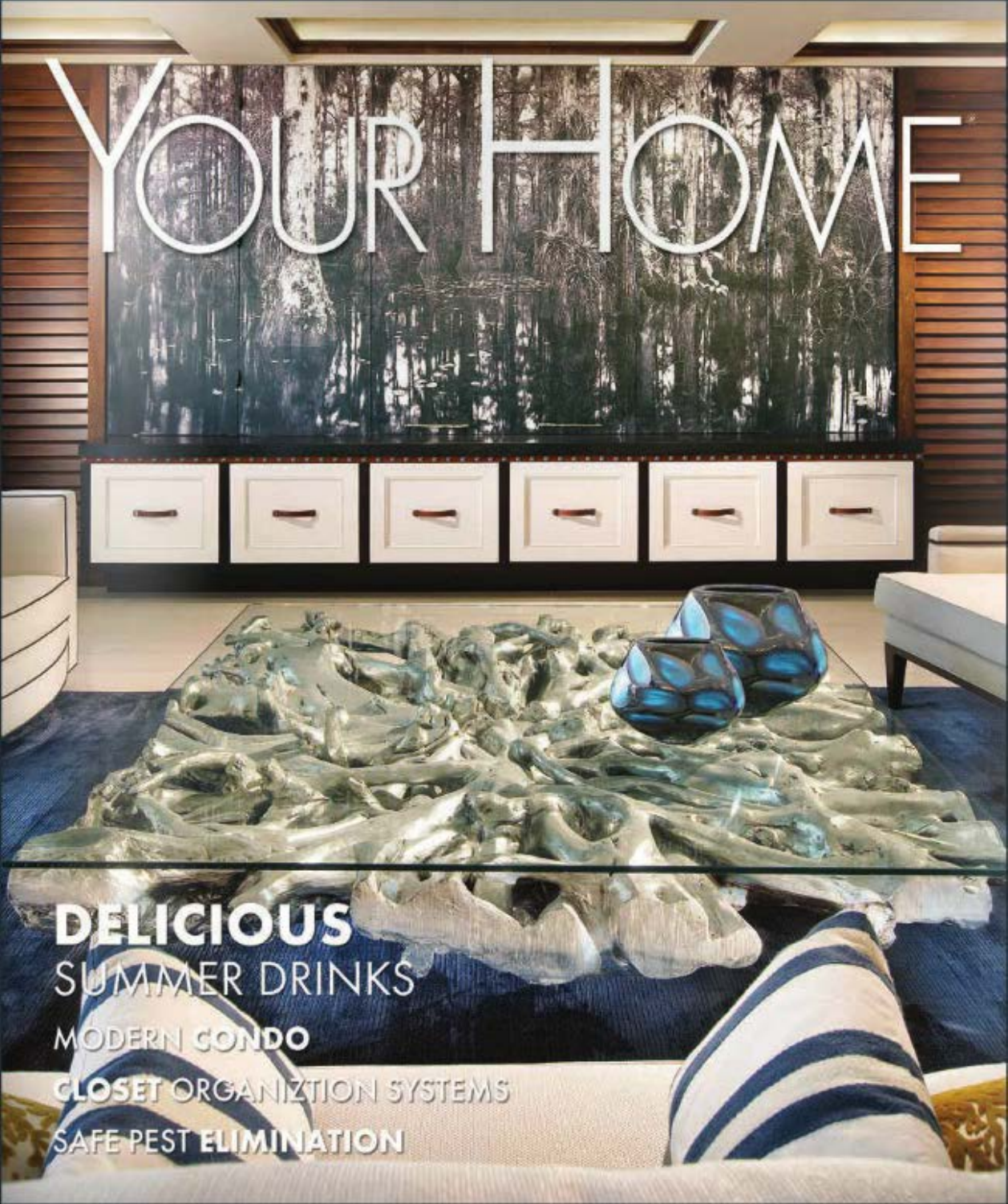# YOUR HOME

**DELICIOUS** SUMMER DRINKS

MODERN **CONDO**

**CLOSET** ORGANIZTION SYSTEMS

SAFE PEST **ELIMINATION**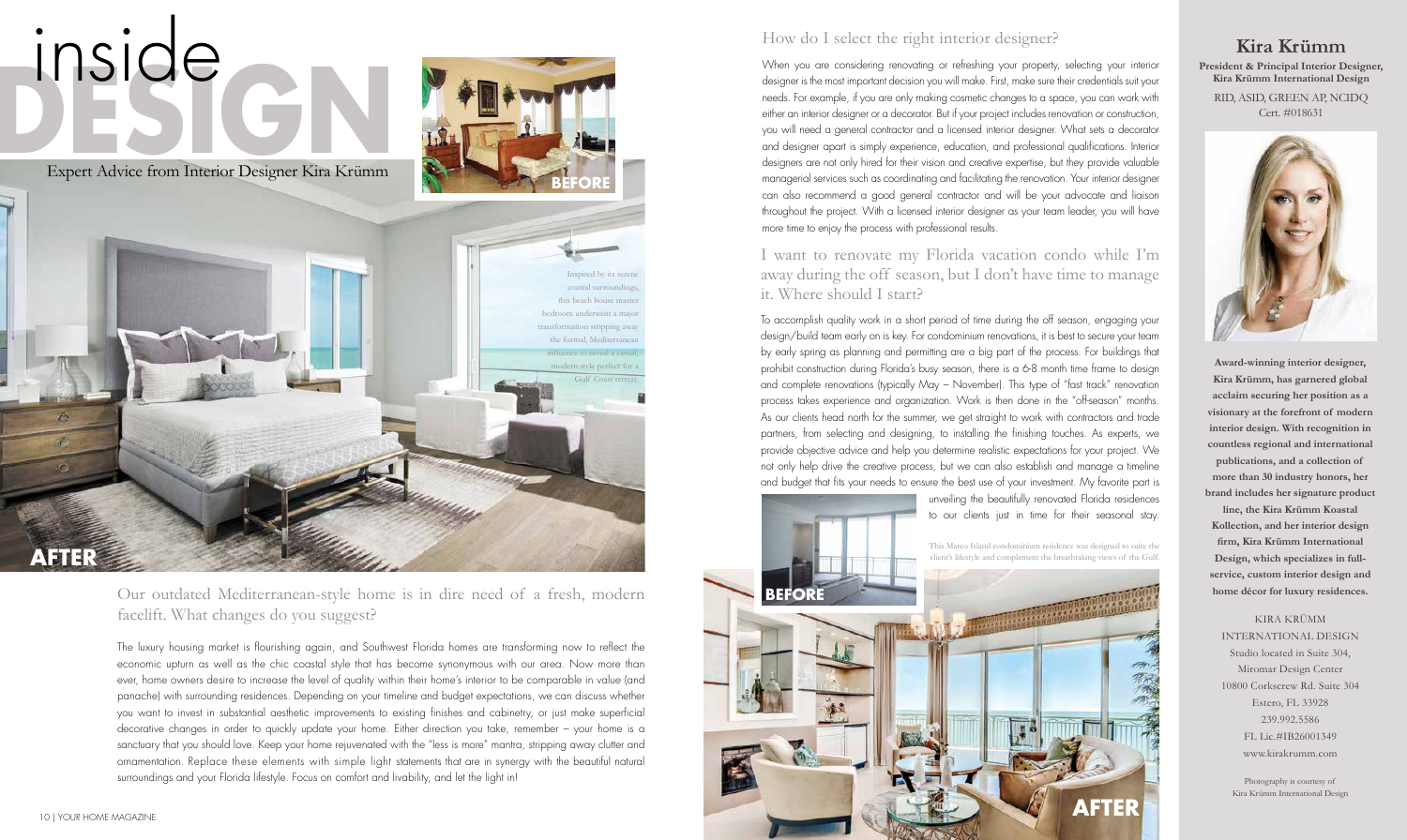# inside DESIGN

Expert Advice from Interior Designer Kira Krümm

BEFORE

Inspired by its serene coastal surroundings, this beach house master bedroom underwent a major transformation stripping away the formal, Mediterranean influence to reveal a casual, modern style perfect for a Gulf Coast retreat.

AFTER

## Our outdated Mediterranean-style home is in dire need of a fresh, modern facelift. What changes do you suggest?

The luxury housing market is flourishing again, and Southwest Florida homes are transforming now to reflect the economic upturn as well as the chic coastal style that has become synonymous with our area. Now more than ever, home owners desire to increase the level of quality within their home's interior to be comparable in value (and panache) with surrounding residences. Depending on your timeline and budget expectations, we can discuss whether you want to invest in substantial aesthetic improvements to existing finishes and cabinetry, or just make superficial decorative changes in order to quickly update your home. Either direction you take, remember – your home is a sanctuary that you should love. Keep your home rejuvenated with the "less is more" mantra, stripping away clutter and ornamentation. Replace these elements with simple light statements that are in synergy with the beautiful natural surroundings and your Florida lifestyle. Focus on comfort and livability, and let the light in!

## How do I select the right interior designer?

When you are considering renovating or refreshing your property, selecting your interior designer is the most important decision you will make. First, make sure their credentials suit your needs. For example, if you are only making cosmetic changes to a space, you can work with either an interior designer or a decorator. But if your project includes renovation or construction, you will need a general contractor and a licensed interior designer. What sets a decorator and designer apart is simply experience, education, and professional qualifications. Interior designers are not only hired for their vision and creative expertise, but they provide valuable managerial services such as coordinating and facilitating the renovation. Your interior designer can also recommend a good general contractor and will be your advocate and liaison throughout the project. With a licensed interior designer as your team leader, you will have more time to enjoy the process with professional results.

## I want to renovate my Florida vacation condo while I'm away during the off season, but I don't have time to manage it. Where should I start?

To accomplish quality work in a short period of time during the off season, engaging your design/build team early on is key. For condominium renovations, it is best to secure your team by early spring as planning and permitting are a big part of the process. For buildings that prohibit construction during Florida's busy season, there is a 6-8 month time frame to design and complete renovations (typically May – November). This type of "fast track" renovation process takes experience and organization. Work is then done in the "off-season" months. As our clients head north for the summer, we get straight to work with contractors and trade partners, from selecting and designing, to installing the finishing touches. As experts, we provide objective advice and help you determine realistic expectations for your project. We not only help drive the creative process, but we can also establish and manage a timeline and budget that fits your needs to ensure the best use of your investment. My favorite part is unveiling the beautifully renovated Florida residences to our clients just in time for their seasonal stay.

This Marco Island condominium residence was designed to suite the client's lifestyle and complement the breathtaking views of the Gulf.

BEFORE

AFTER

## Kira Krümm

**President & Principal Interior Designer, Kira Krümm International Design**

RID, ASID, GREEN AP, NCIDQ Cert. #018631

**Award-winning interior designer, Kira Krümm, has garnered global acclaim securing her position as a visionary at the forefront of modern interior design. With recognition in countless regional and international publications, and a collection of more than 30 industry honors, her brand includes her signature product line, the Kira Krümm Koastal Kollection, and her interior design firm, Kira Krümm International Design, which specializes in full-service, custom interior design and home décor for luxury residences.**

KIRA KRÜMM INTERNATIONAL DESIGN
Studio located in Suite 304,
Miromar Design Center
10800 Corkscrew Rd. Suite 304
Estero, FL 33928
239.992.5586
FL Lic.#IB26001349
www.kirakrumm.com

Photography is courtesy of Kira Krümm International Design